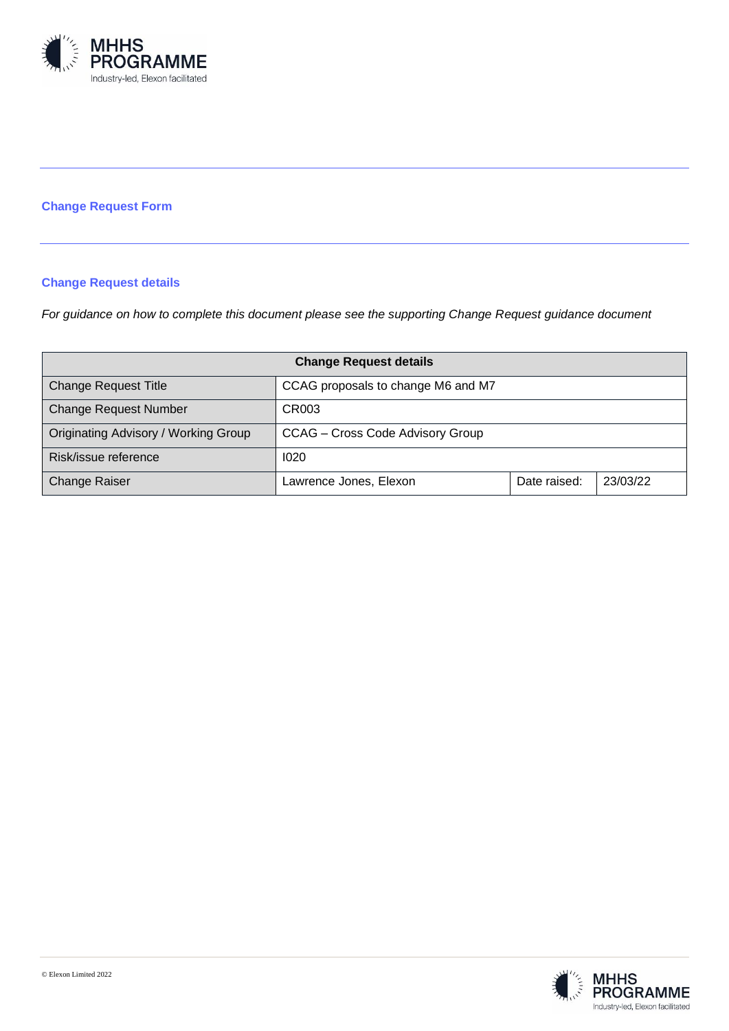## Change Request Form

### Change Request details

*For guidance on how to complete this document please see the supporting Change Request guidance document*

| Change Request details | | | |
|---|---|---|---|
| Change Request Title | CCAG proposals to change M6 and M7 | | |
| Change Request Number | CR003 | | |
| Originating Advisory / Working Group | CCAG – Cross Code Advisory Group | | |
| Risk/issue reference | I020 | | |
| Change Raiser | Lawrence Jones, Elexon | Date raised: | 23/03/22 |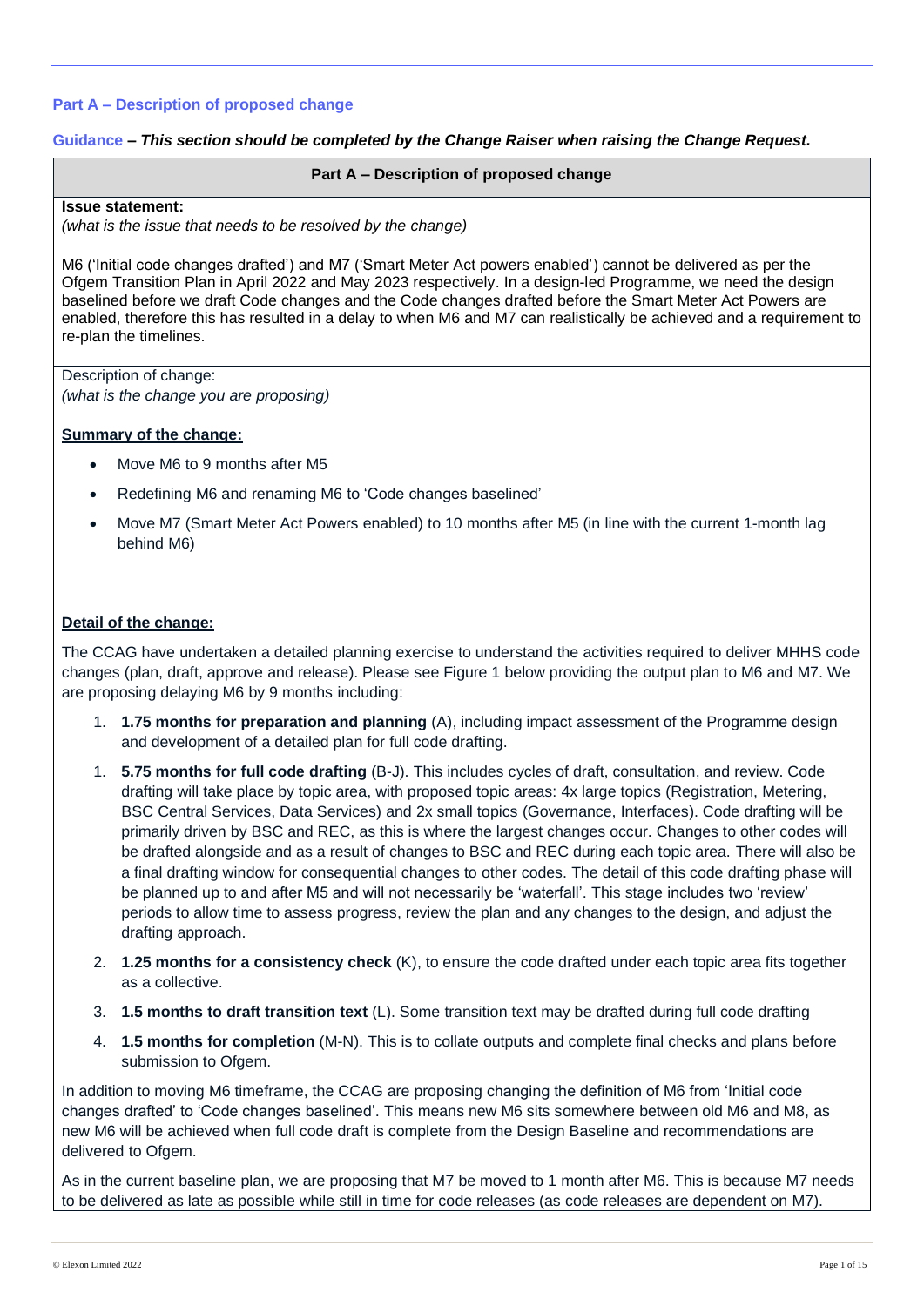## Part A – Description of proposed change

**Guidance** – ***This section should be completed by the Change Raiser when raising the Change Request.***

| Part A – Description of proposed change |
| --- |
| **Issue statement:**<br>*(what is the issue that needs to be resolved by the change)*<br><br>M6 ('Initial code changes drafted') and M7 ('Smart Meter Act powers enabled') cannot be delivered as per the Ofgem Transition Plan in April 2022 and May 2023 respectively. In a design-led Programme, we need the design baselined before we draft Code changes and the Code changes drafted before the Smart Meter Act Powers are enabled, therefore this has resulted in a delay to when M6 and M7 can realistically be achieved and a requirement to re-plan the timelines. |

Description of change:
*(what is the change you are proposing)*

**Summary of the change:**

- Move M6 to 9 months after M5
- Redefining M6 and renaming M6 to 'Code changes baselined'
- Move M7 (Smart Meter Act Powers enabled) to 10 months after M5 (in line with the current 1-month lag behind M6)

**Detail of the change:**

The CCAG have undertaken a detailed planning exercise to understand the activities required to deliver MHHS code changes (plan, draft, approve and release). Please see Figure 1 below providing the output plan to M6 and M7. We are proposing delaying M6 by 9 months including:

1. **1.75 months for preparation and planning** (A), including impact assessment of the Programme design and development of a detailed plan for full code drafting.
1. **5.75 months for full code drafting** (B-J). This includes cycles of draft, consultation, and review. Code drafting will take place by topic area, with proposed topic areas: 4x large topics (Registration, Metering, BSC Central Services, Data Services) and 2x small topics (Governance, Interfaces). Code drafting will be primarily driven by BSC and REC, as this is where the largest changes occur. Changes to other codes will be drafted alongside and as a result of changes to BSC and REC during each topic area. There will also be a final drafting window for consequential changes to other codes. The detail of this code drafting phase will be planned up to and after M5 and will not necessarily be 'waterfall'. This stage includes two 'review' periods to allow time to assess progress, review the plan and any changes to the design, and adjust the drafting approach.
2. **1.25 months for a consistency check** (K), to ensure the code drafted under each topic area fits together as a collective.
3. **1.5 months to draft transition text** (L). Some transition text may be drafted during full code drafting
4. **1.5 months for completion** (M-N). This is to collate outputs and complete final checks and plans before submission to Ofgem.

In addition to moving M6 timeframe, the CCAG are proposing changing the definition of M6 from 'Initial code changes drafted' to 'Code changes baselined'. This means new M6 sits somewhere between old M6 and M8, as new M6 will be achieved when full code draft is complete from the Design Baseline and recommendations are delivered to Ofgem.

As in the current baseline plan, we are proposing that M7 be moved to 1 month after M6. This is because M7 needs to be delivered as late as possible while still in time for code releases (as code releases are dependent on M7).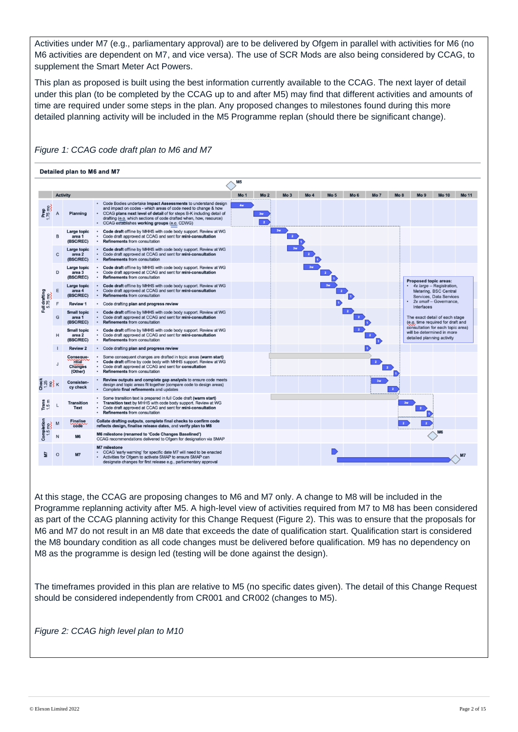Activities under M7 (e.g., parliamentary approval) are to be delivered by Ofgem in parallel with activities for M6 (no M6 activities are dependent on M7, and vice versa). The use of SCR Mods are also being considered by CCAG, to supplement the Smart Meter Act Powers.

This plan as proposed is built using the best information currently available to the CCAG. The next layer of detail under this plan (to be completed by the CCAG up to and after M5) may find that different activities and amounts of time are required under some steps in the plan. Any proposed changes to milestones found during this more detailed planning activity will be included in the M5 Programme replan (should there be significant change).

*Figure 1: CCAG code draft plan to M6 and M7*

**Detailed plan to M6 and M7**

M5

Activity

Mo 1 Mo 2 Mo 3 Mo 4 Mo 5 Mo 6 Mo 7 Mo 8 Mo 9 Mo 10 Mo 11

Prep 1.75 mo

A Planning
- Code Bodies undertake **Impact Assessments** to understand design and impact on codes - which areas of code need to change & how
- CCAG **plans next level of detail** for steps B-K including detail of drafting (e.g. which sections of code drafted when, how, resource)
- CCAG establishes **working groups** (e.g. CDWG)

Full drafting 5.75 mo

B Large topic area 1 (BSC/REC)
- **Code draft** offline by MHHS with code body support. Review at WG
- Code draft approved at CCAG and sent for **mini-consultation**
- **Refinements** from consultation

C Large topic area 2 (BSC/REC)
- **Code draft** offline by MHHS with code body support. Review at WG
- Code draft approved at CCAG and sent for **mini-consultation**
- **Refinements** from consultation

D Large topic area 3 (BSC/REC)
- **Code draft** offline by MHHS with code body support. Review at WG
- Code draft approved at CCAG and sent for **mini-consultation**
- **Refinements** from consultation

E Large topic area 4 (BSC/REC)
- **Code draft** offline by MHHS with code body support. Review at WG
- Code draft approved at CCAG and sent for **mini-consultation**
- **Refinements** from consultation

F Review 1
- Code drafting **plan and progress review**

G Small topic area 1 (BSC/REC)
- **Code draft** offline by MHHS with code body support. Review at WG
- Code draft approved at CCAG and sent for **mini-consultation**
- **Refinements** from consultation

H Small topic area 2 (BSC/REC)
- **Code draft** offline by MHHS with code body support. Review at WG
- Code draft approved at CCAG and sent for **mini-consultation**
- **Refinements** from consultation

I Review 2
- Code drafting **plan and progress review**

J Consequential Changes (Other)
- Some consequent changes are drafted in topic areas **(warm start)**
- **Code draft** offline by code body with MHHS support. Review at WG
- Code draft approved at CCAG and sent for **consultation**
- **Refinements** from consultation

Check 1.25 mo

K Consistency check
- **Review outputs and complete gap analysis** to ensure code meets design and topic areas fit together (compare code to design areas)
- Complete **final refinements** and updates

Trans 1.5 m

L Transition Text
- Some transition text is prepared in full Code draft (warm start)
- **Transition text** by MHHS with code body support. Review at WG
- Code draft approved at CCAG and sent for **mini-consultation**
- **Refinements** from consultation

Completion 1.5 mo

M Finalise code
**Collate drafting outputs, complete final checks to confirm code reflects design, finalise release dates, and verify plan to M8**

N M6
**M6 milestone (renamed to 'Code Changes Baselined')**
CCAG recommendations delivered to Ofgem for designation via SMAP

M7

O M7
**M7 milestone**
- CCAG 'early warning' for specific date M7 will need to be enacted
- Activities for Ofgem to activate SMAP to ensure SMAP can designate changes for first release e.g., parliamentary approval

Proposed topic areas:
- *4x large* – Registration, Metering, BSC Central Services, Data Services
- *2x small* – Governance, Interfaces

The exact detail of each stage (e.g. time required for draft and consultation for each topic area) will be determined in more detailed planning activity

4w 3w 2 1 3w 2 1 3w 2 1 3w 2 1 3w 2 1 1 2 2 1 2 2 1 1 2 2 1 3w 2 3w 2 1 2 2

M6

M7

At this stage, the CCAG are proposing changes to M6 and M7 only. A change to M8 will be included in the Programme replanning activity after M5. A high-level view of activities required from M7 to M8 has been considered as part of the CCAG planning activity for this Change Request (Figure 2). This was to ensure that the proposals for M6 and M7 do not result in an M8 date that exceeds the date of qualification start. Qualification start is considered the M8 boundary condition as all code changes must be delivered before qualification. M9 has no dependency on M8 as the programme is design led (testing will be done against the design).

The timeframes provided in this plan are relative to M5 (no specific dates given). The detail of this Change Request should be considered independently from CR001 and CR002 (changes to M5).

*Figure 2: CCAG high level plan to M10*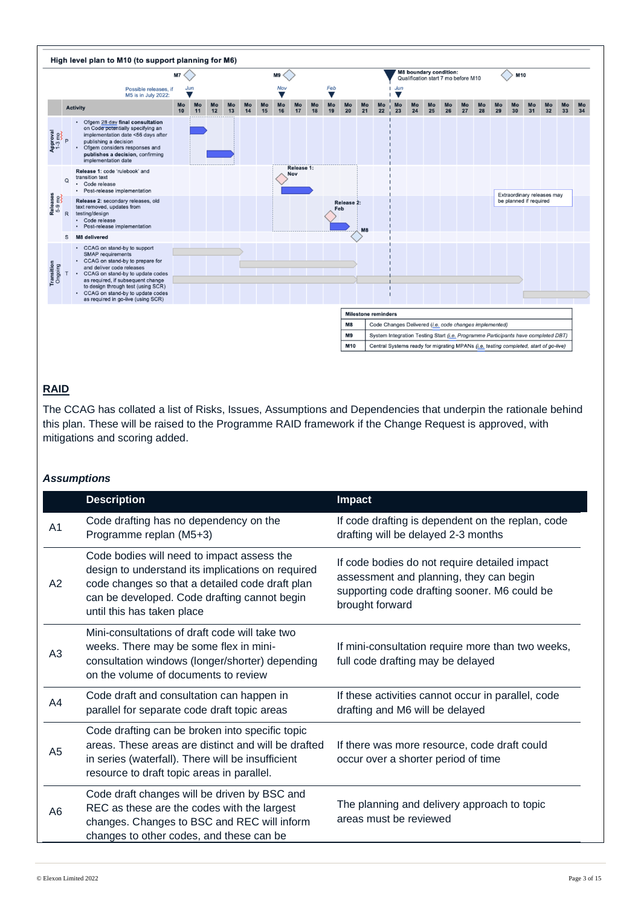**High level plan to M10 (to support planning for M6)**

M7

M9

M8 boundary condition: Qualification start 7 mo before M10

M10

Possible releases, if M5 is in July 2022: Jun, Nov, Feb, Jun

Activity

Mo 10, Mo 11, Mo 12, Mo 13, Mo 14, Mo 15, Mo 16, Mo 17, Mo 18, Mo 19, Mo 20, Mo 21, Mo 22, Mo 23, Mo 24, Mo 25, Mo 26, Mo 27, Mo 28, Mo 29, Mo 30, Mo 31, Mo 32, Mo 33, Mo 34

Approval 1-3 mo

P
- Ofgem 28 day final consultation on Code potentially specifying an implementation date <56 days after publishing a decision
- Ofgem considers responses and publishes a decision, confirming implementation date

Releases 5-9 mo

Q

Release 1: code 'rulebook' and transition text
- Code release
- Post-release implementation

Release 1: Nov

R

Release 2: secondary releases, old text removed, updates from testing/design
- Code release
- Post-release implementation

Release 2: Feb

S

M8 delivered

M8

Extraordinary releases may be planned if required

Transition Ongoing

T
- CCAG on stand-by to support SMAP requirements
- CCAG on stand-by to prepare for and deliver code releases
- CCAG on stand-by to update codes as required, if subsequent change to design through test (using SCR)
- CCAG on stand-by to update codes as required in go-live (using SCR)

| Milestone reminders | |
|---|---|
| M8 | Code Changes Delivered (i.e. code changes implemented) |
| M9 | System Integration Testing Start (i.e. Programme Participants have completed DBT) |
| M10 | Central Systems ready for migrating MPANs (i.e. testing completed, start of go-live) |

## RAID

The CCAG has collated a list of Risks, Issues, Assumptions and Dependencies that underpin the rationale behind this plan. These will be raised to the Programme RAID framework if the Change Request is approved, with mitigations and scoring added.

### *Assumptions*

| | Description | Impact |
|---|---|---|
| A1 | Code drafting has no dependency on the Programme replan (M5+3) | If code drafting is dependent on the replan, code drafting will be delayed 2-3 months |
| A2 | Code bodies will need to impact assess the design to understand its implications on required code changes so that a detailed code draft plan can be developed. Code drafting cannot begin until this has taken place | If code bodies do not require detailed impact assessment and planning, they can begin supporting code drafting sooner. M6 could be brought forward |
| A3 | Mini-consultations of draft code will take two weeks. There may be some flex in mini-consultation windows (longer/shorter) depending on the volume of documents to review | If mini-consultation require more than two weeks, full code drafting may be delayed |
| A4 | Code draft and consultation can happen in parallel for separate code draft topic areas | If these activities cannot occur in parallel, code drafting and M6 will be delayed |
| A5 | Code drafting can be broken into specific topic areas. These areas are distinct and will be drafted in series (waterfall). There will be insufficient resource to draft topic areas in parallel. | If there was more resource, code draft could occur over a shorter period of time |
| A6 | Code draft changes will be driven by BSC and REC as these are the codes with the largest changes. Changes to BSC and REC will inform changes to other codes, and these can be | The planning and delivery approach to topic areas must be reviewed |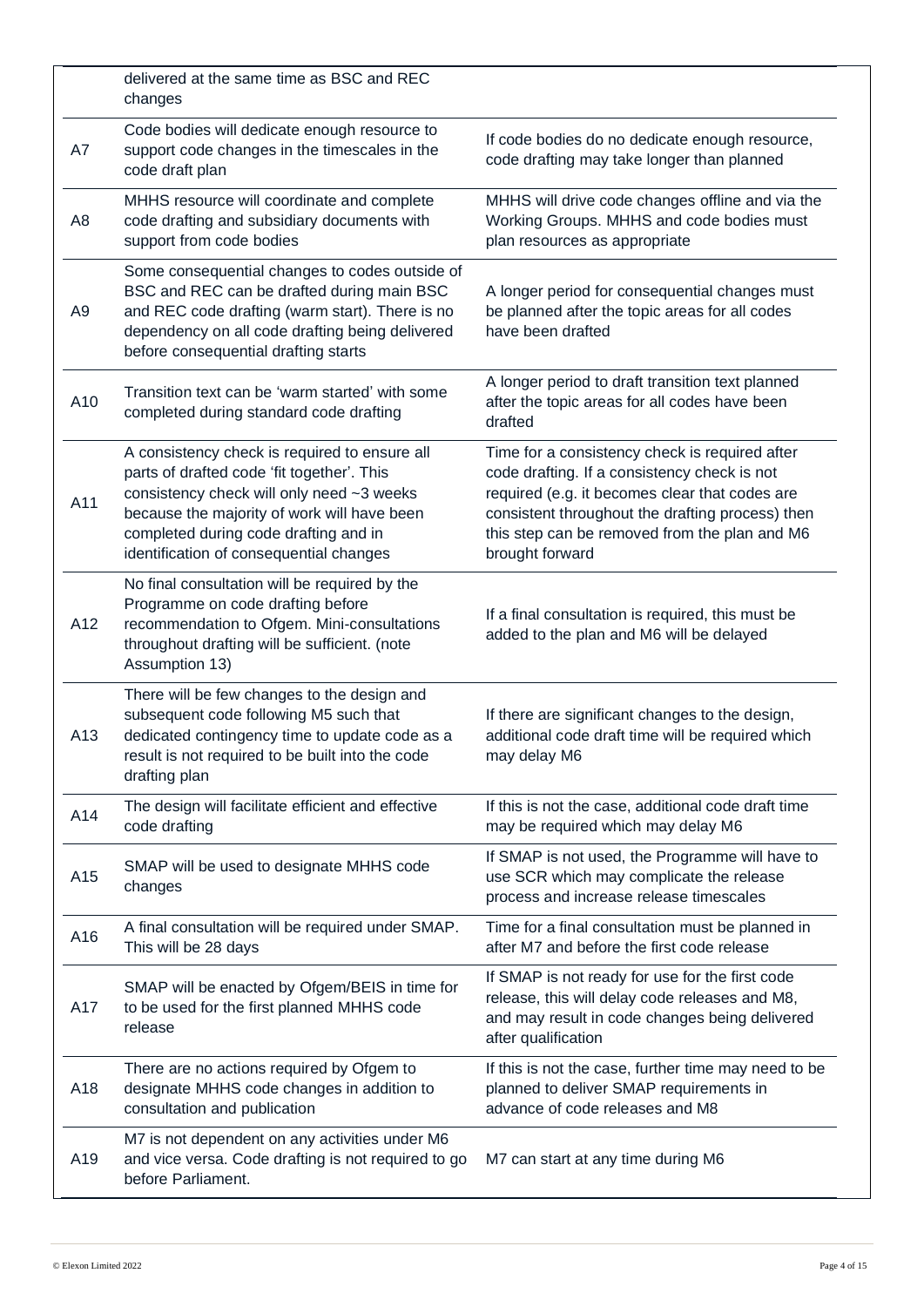| | | |
|---|---|---|
| | delivered at the same time as BSC and REC changes | |
| A7 | Code bodies will dedicate enough resource to support code changes in the timescales in the code draft plan | If code bodies do no dedicate enough resource, code drafting may take longer than planned |
| A8 | MHHS resource will coordinate and complete code drafting and subsidiary documents with support from code bodies | MHHS will drive code changes offline and via the Working Groups. MHHS and code bodies must plan resources as appropriate |
| A9 | Some consequential changes to codes outside of BSC and REC can be drafted during main BSC and REC code drafting (warm start). There is no dependency on all code drafting being delivered before consequential drafting starts | A longer period for consequential changes must be planned after the topic areas for all codes have been drafted |
| A10 | Transition text can be 'warm started' with some completed during standard code drafting | A longer period to draft transition text planned after the topic areas for all codes have been drafted |
| A11 | A consistency check is required to ensure all parts of drafted code 'fit together'. This consistency check will only need ~3 weeks because the majority of work will have been completed during code drafting and in identification of consequential changes | Time for a consistency check is required after code drafting. If a consistency check is not required (e.g. it becomes clear that codes are consistent throughout the drafting process) then this step can be removed from the plan and M6 brought forward |
| A12 | No final consultation will be required by the Programme on code drafting before recommendation to Ofgem. Mini-consultations throughout drafting will be sufficient. (note Assumption 13) | If a final consultation is required, this must be added to the plan and M6 will be delayed |
| A13 | There will be few changes to the design and subsequent code following M5 such that dedicated contingency time to update code as a result is not required to be built into the code drafting plan | If there are significant changes to the design, additional code draft time will be required which may delay M6 |
| A14 | The design will facilitate efficient and effective code drafting | If this is not the case, additional code draft time may be required which may delay M6 |
| A15 | SMAP will be used to designate MHHS code changes | If SMAP is not used, the Programme will have to use SCR which may complicate the release process and increase release timescales |
| A16 | A final consultation will be required under SMAP. This will be 28 days | Time for a final consultation must be planned in after M7 and before the first code release |
| A17 | SMAP will be enacted by Ofgem/BEIS in time for to be used for the first planned MHHS code release | If SMAP is not ready for use for the first code release, this will delay code releases and M8, and may result in code changes being delivered after qualification |
| A18 | There are no actions required by Ofgem to designate MHHS code changes in addition to consultation and publication | If this is not the case, further time may need to be planned to deliver SMAP requirements in advance of code releases and M8 |
| A19 | M7 is not dependent on any activities under M6 and vice versa. Code drafting is not required to go before Parliament. | M7 can start at any time during M6 |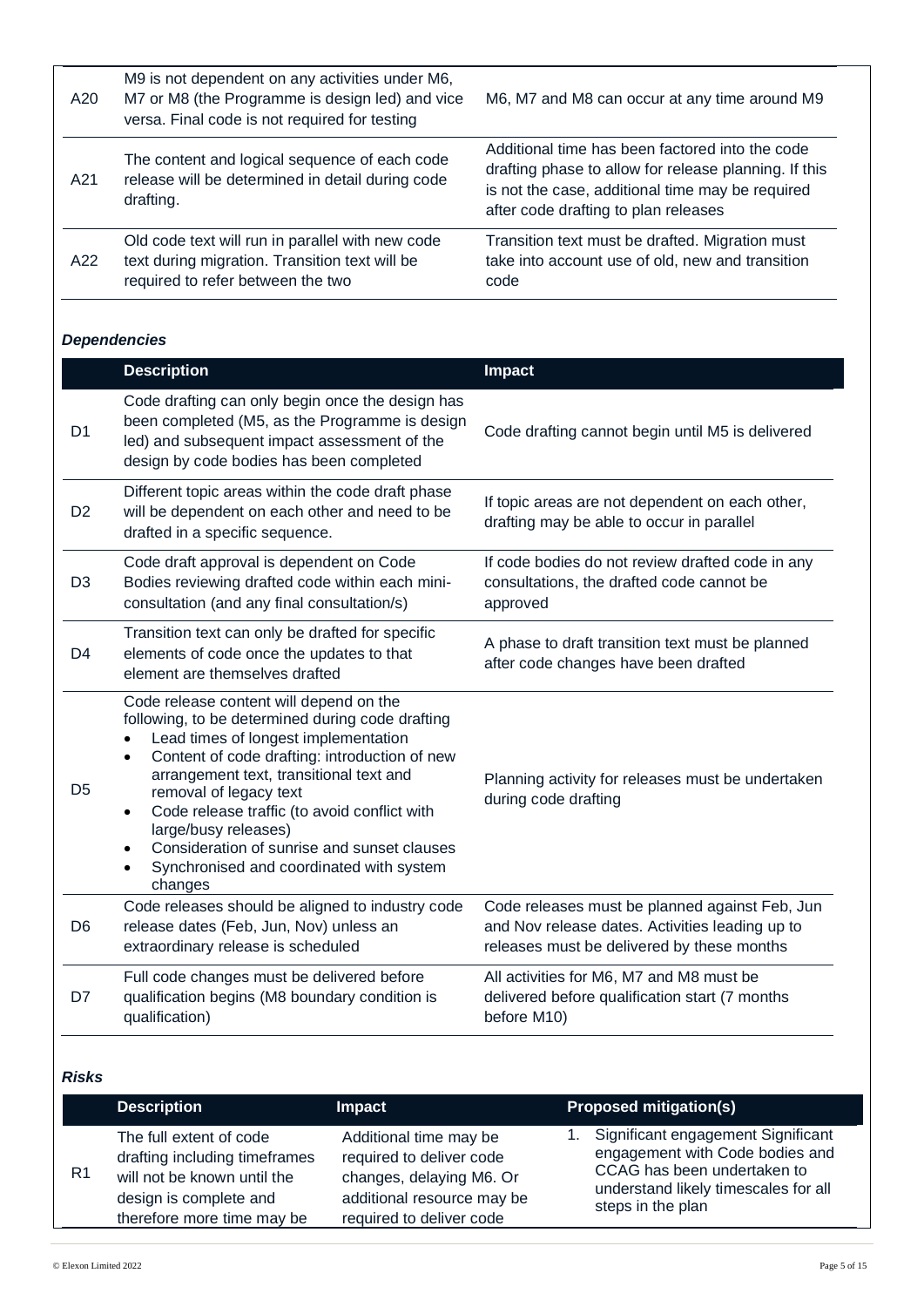| | | |
|---|---|---|
| A20 | M9 is not dependent on any activities under M6, M7 or M8 (the Programme is design led) and vice versa. Final code is not required for testing | M6, M7 and M8 can occur at any time around M9 |
| A21 | The content and logical sequence of each code release will be determined in detail during code drafting. | Additional time has been factored into the code drafting phase to allow for release planning. If this is not the case, additional time may be required after code drafting to plan releases |
| A22 | Old code text will run in parallel with new code text during migration. Transition text will be required to refer between the two | Transition text must be drafted. Migration must take into account use of old, new and transition code |

### *Dependencies*

| | Description | Impact |
|---|---|---|
| D1 | Code drafting can only begin once the design has been completed (M5, as the Programme is design led) and subsequent impact assessment of the design by code bodies has been completed | Code drafting cannot begin until M5 is delivered |
| D2 | Different topic areas within the code draft phase will be dependent on each other and need to be drafted in a specific sequence. | If topic areas are not dependent on each other, drafting may be able to occur in parallel |
| D3 | Code draft approval is dependent on Code Bodies reviewing drafted code within each mini-consultation (and any final consultation/s) | If code bodies do not review drafted code in any consultations, the drafted code cannot be approved |
| D4 | Transition text can only be drafted for specific elements of code once the updates to that element are themselves drafted | A phase to draft transition text must be planned after code changes have been drafted |
| D5 | Code release content will depend on the following, to be determined during code drafting<br>• Lead times of longest implementation<br>• Content of code drafting: introduction of new arrangement text, transitional text and removal of legacy text<br>• Code release traffic (to avoid conflict with large/busy releases)<br>• Consideration of sunrise and sunset clauses<br>• Synchronised and coordinated with system changes | Planning activity for releases must be undertaken during code drafting |
| D6 | Code releases should be aligned to industry code release dates (Feb, Jun, Nov) unless an extraordinary release is scheduled | Code releases must be planned against Feb, Jun and Nov release dates. Activities leading up to releases must be delivered by these months |
| D7 | Full code changes must be delivered before qualification begins (M8 boundary condition is qualification) | All activities for M6, M7 and M8 must be delivered before qualification start (7 months before M10) |

### *Risks*

| | Description | Impact | Proposed mitigation(s) |
|---|---|---|---|
| R1 | The full extent of code drafting including timeframes will not be known until the design is complete and therefore more time may be | Additional time may be required to deliver code changes, delaying M6. Or additional resource may be required to deliver code | 1. Significant engagement Significant engagement with Code bodies and CCAG has been undertaken to understand likely timescales for all steps in the plan |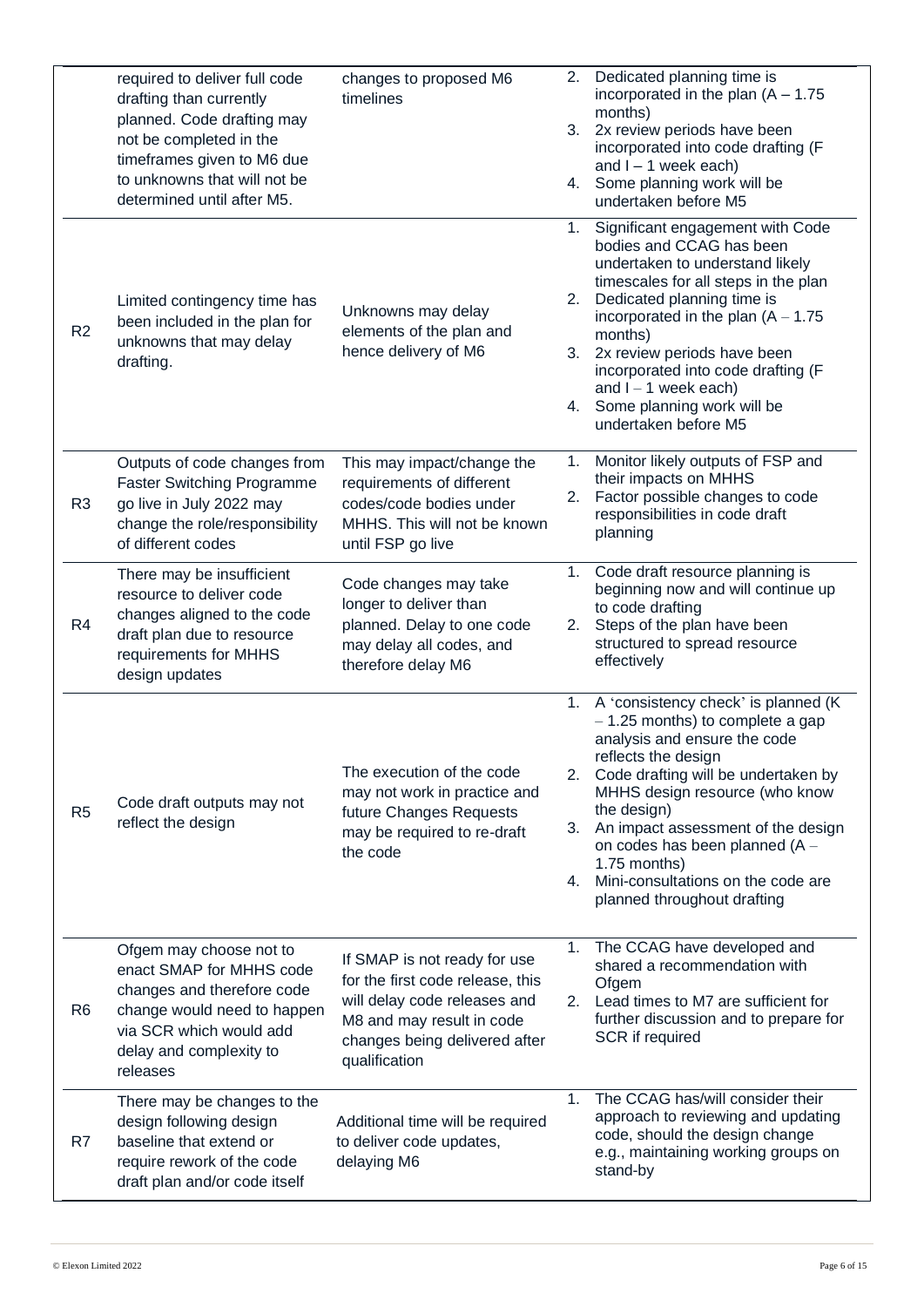| | | | |
|---|---|---|---|
| | required to deliver full code drafting than currently planned. Code drafting may not be completed in the timeframes given to M6 due to unknowns that will not be determined until after M5. | changes to proposed M6 timelines | 2. Dedicated planning time is incorporated in the plan (A – 1.75 months)<br>3. 2x review periods have been incorporated into code drafting (F and I – 1 week each)<br>4. Some planning work will be undertaken before M5 |
| R2 | Limited contingency time has been included in the plan for unknowns that may delay drafting. | Unknowns may delay elements of the plan and hence delivery of M6 | 1. Significant engagement with Code bodies and CCAG has been undertaken to understand likely timescales for all steps in the plan<br>2. Dedicated planning time is incorporated in the plan (A – 1.75 months)<br>3. 2x review periods have been incorporated into code drafting (F and I – 1 week each)<br>4. Some planning work will be undertaken before M5 |
| R3 | Outputs of code changes from Faster Switching Programme go live in July 2022 may change the role/responsibility of different codes | This may impact/change the requirements of different codes/code bodies under MHHS. This will not be known until FSP go live | 1. Monitor likely outputs of FSP and their impacts on MHHS<br>2. Factor possible changes to code responsibilities in code draft planning |
| R4 | There may be insufficient resource to deliver code changes aligned to the code draft plan due to resource requirements for MHHS design updates | Code changes may take longer to deliver than planned. Delay to one code may delay all codes, and therefore delay M6 | 1. Code draft resource planning is beginning now and will continue up to code drafting<br>2. Steps of the plan have been structured to spread resource effectively |
| R5 | Code draft outputs may not reflect the design | The execution of the code may not work in practice and future Changes Requests may be required to re-draft the code | 1. A 'consistency check' is planned (K – 1.25 months) to complete a gap analysis and ensure the code reflects the design<br>2. Code drafting will be undertaken by MHHS design resource (who know the design)<br>3. An impact assessment of the design on codes has been planned (A – 1.75 months)<br>4. Mini-consultations on the code are planned throughout drafting |
| R6 | Ofgem may choose not to enact SMAP for MHHS code changes and therefore code change would need to happen via SCR which would add delay and complexity to releases | If SMAP is not ready for use for the first code release, this will delay code releases and M8 and may result in code changes being delivered after qualification | 1. The CCAG have developed and shared a recommendation with Ofgem<br>2. Lead times to M7 are sufficient for further discussion and to prepare for SCR if required |
| R7 | There may be changes to the design following design baseline that extend or require rework of the code draft plan and/or code itself | Additional time will be required to deliver code updates, delaying M6 | 1. The CCAG has/will consider their approach to reviewing and updating code, should the design change e.g., maintaining working groups on stand-by |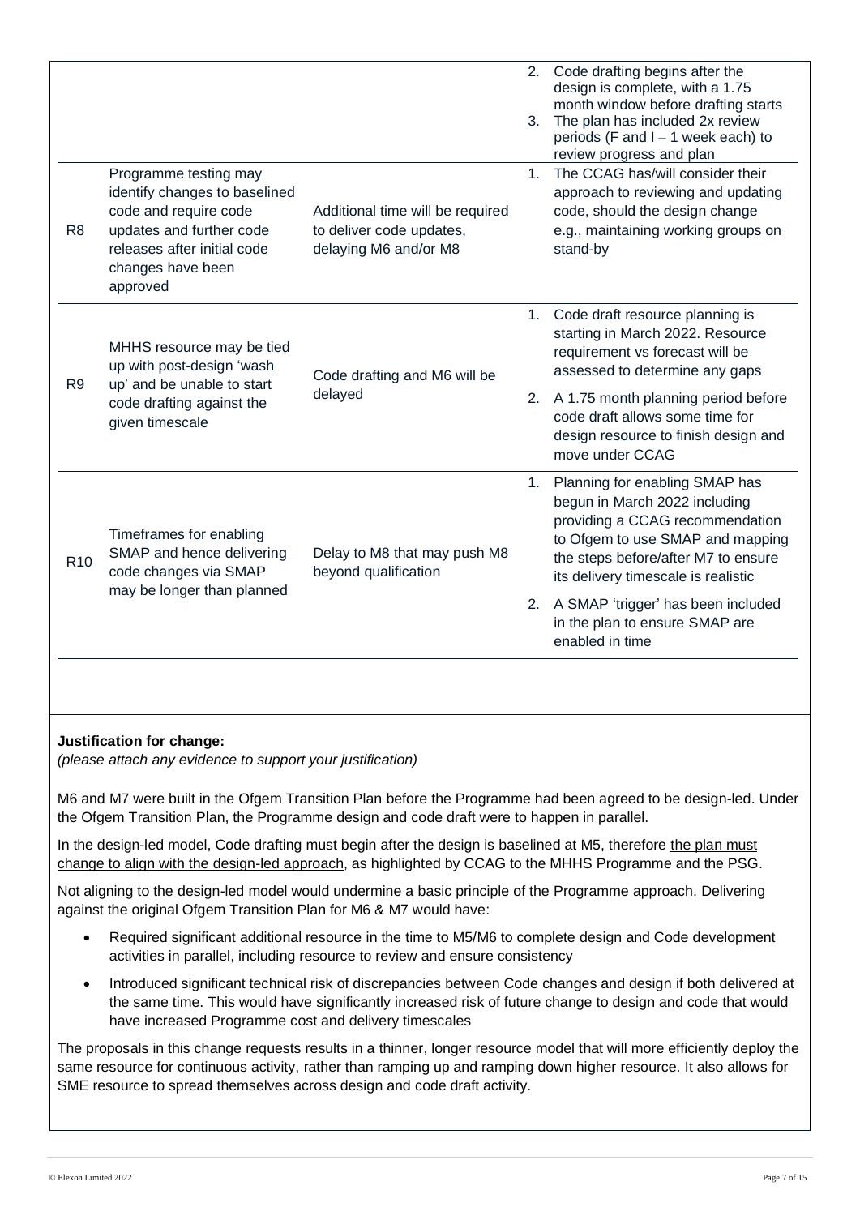| | | | |
|---|---|---|---|
| | | | 2. Code drafting begins after the design is complete, with a 1.75 month window before drafting starts<br>3. The plan has included 2x review periods (F and I – 1 week each) to review progress and plan |
| R8 | Programme testing may identify changes to baselined code and require code updates and further code releases after initial code changes have been approved | Additional time will be required to deliver code updates, delaying M6 and/or M8 | 1. The CCAG has/will consider their approach to reviewing and updating code, should the design change e.g., maintaining working groups on stand-by |
| R9 | MHHS resource may be tied up with post-design 'wash up' and be unable to start code drafting against the given timescale | Code drafting and M6 will be delayed | 1. Code draft resource planning is starting in March 2022. Resource requirement vs forecast will be assessed to determine any gaps<br>2. A 1.75 month planning period before code draft allows some time for design resource to finish design and move under CCAG |
| R10 | Timeframes for enabling SMAP and hence delivering code changes via SMAP may be longer than planned | Delay to M8 that may push M8 beyond qualification | 1. Planning for enabling SMAP has begun in March 2022 including providing a CCAG recommendation to Ofgem to use SMAP and mapping the steps before/after M7 to ensure its delivery timescale is realistic<br>2. A SMAP 'trigger' has been included in the plan to ensure SMAP are enabled in time |

**Justification for change:**

*(please attach any evidence to support your justification)*

M6 and M7 were built in the Ofgem Transition Plan before the Programme had been agreed to be design-led. Under the Ofgem Transition Plan, the Programme design and code draft were to happen in parallel.

In the design-led model, Code drafting must begin after the design is baselined at M5, therefore the plan must change to align with the design-led approach, as highlighted by CCAG to the MHHS Programme and the PSG.

Not aligning to the design-led model would undermine a basic principle of the Programme approach. Delivering against the original Ofgem Transition Plan for M6 & M7 would have:

- Required significant additional resource in the time to M5/M6 to complete design and Code development activities in parallel, including resource to review and ensure consistency
- Introduced significant technical risk of discrepancies between Code changes and design if both delivered at the same time. This would have significantly increased risk of future change to design and code that would have increased Programme cost and delivery timescales

The proposals in this change requests results in a thinner, longer resource model that will more efficiently deploy the same resource for continuous activity, rather than ramping up and ramping down higher resource. It also allows for SME resource to spread themselves across design and code draft activity.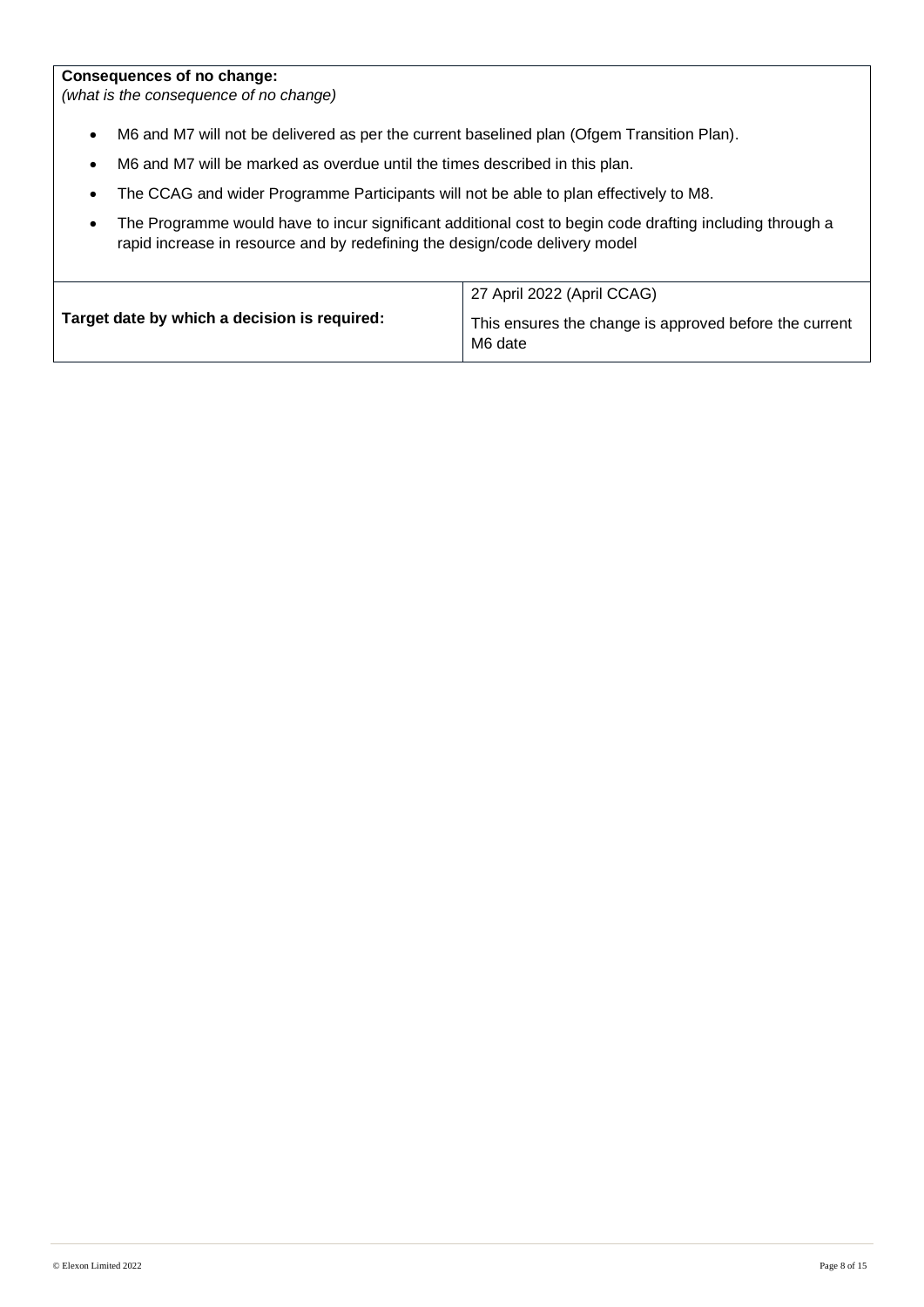**Consequences of no change:**
*(what is the consequence of no change)*

- M6 and M7 will not be delivered as per the current baselined plan (Ofgem Transition Plan).
- M6 and M7 will be marked as overdue until the times described in this plan.
- The CCAG and wider Programme Participants will not be able to plan effectively to M8.
- The Programme would have to incur significant additional cost to begin code drafting including through a rapid increase in resource and by redefining the design/code delivery model

| | |
|---|---|
| **Target date by which a decision is required:** | 27 April 2022 (April CCAG)<br><br>This ensures the change is approved before the current M6 date |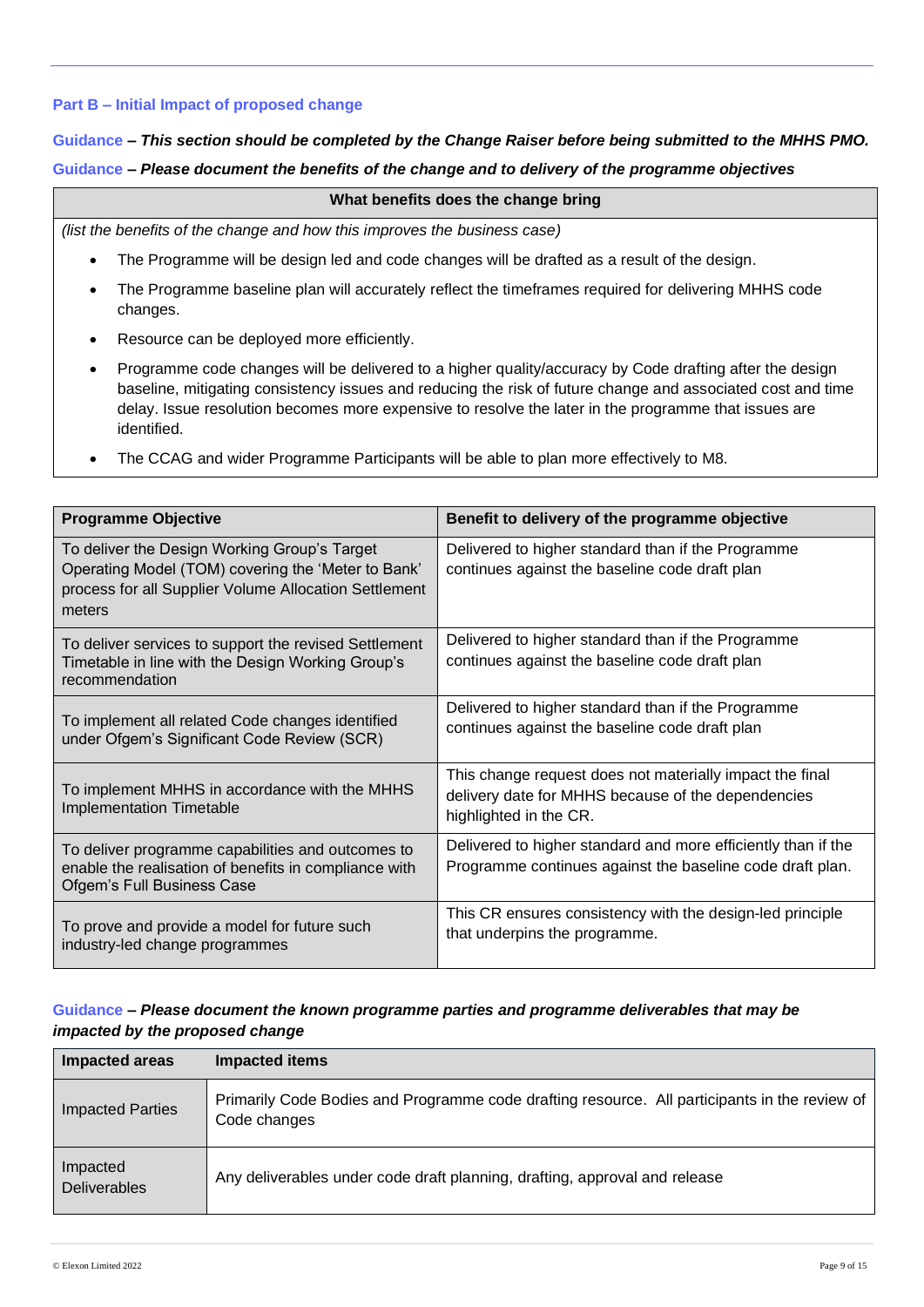### Part B – Initial Impact of proposed change

**Guidance** – ***This section should be completed by the Change Raiser before being submitted to the MHHS PMO.***

**Guidance** – ***Please document the benefits of the change and to delivery of the programme objectives***

| What benefits does the change bring |
|---|
| *(list the benefits of the change and how this improves the business case)*<br>• The Programme will be design led and code changes will be drafted as a result of the design.<br>• The Programme baseline plan will accurately reflect the timeframes required for delivering MHHS code changes.<br>• Resource can be deployed more efficiently.<br>• Programme code changes will be delivered to a higher quality/accuracy by Code drafting after the design baseline, mitigating consistency issues and reducing the risk of future change and associated cost and time delay. Issue resolution becomes more expensive to resolve the later in the programme that issues are identified.<br>• The CCAG and wider Programme Participants will be able to plan more effectively to M8. |

| Programme Objective | Benefit to delivery of the programme objective |
|---|---|
| To deliver the Design Working Group's Target Operating Model (TOM) covering the 'Meter to Bank' process for all Supplier Volume Allocation Settlement meters | Delivered to higher standard than if the Programme continues against the baseline code draft plan |
| To deliver services to support the revised Settlement Timetable in line with the Design Working Group's recommendation | Delivered to higher standard than if the Programme continues against the baseline code draft plan |
| To implement all related Code changes identified under Ofgem's Significant Code Review (SCR) | Delivered to higher standard than if the Programme continues against the baseline code draft plan |
| To implement MHHS in accordance with the MHHS Implementation Timetable | This change request does not materially impact the final delivery date for MHHS because of the dependencies highlighted in the CR. |
| To deliver programme capabilities and outcomes to enable the realisation of benefits in compliance with Ofgem's Full Business Case | Delivered to higher standard and more efficiently than if the Programme continues against the baseline code draft plan. |
| To prove and provide a model for future such industry-led change programmes | This CR ensures consistency with the design-led principle that underpins the programme. |

**Guidance** – ***Please document the known programme parties and programme deliverables that may be impacted by the proposed change***

| Impacted areas | Impacted items |
|---|---|
| Impacted Parties | Primarily Code Bodies and Programme code drafting resource. All participants in the review of Code changes |
| Impacted Deliverables | Any deliverables under code draft planning, drafting, approval and release |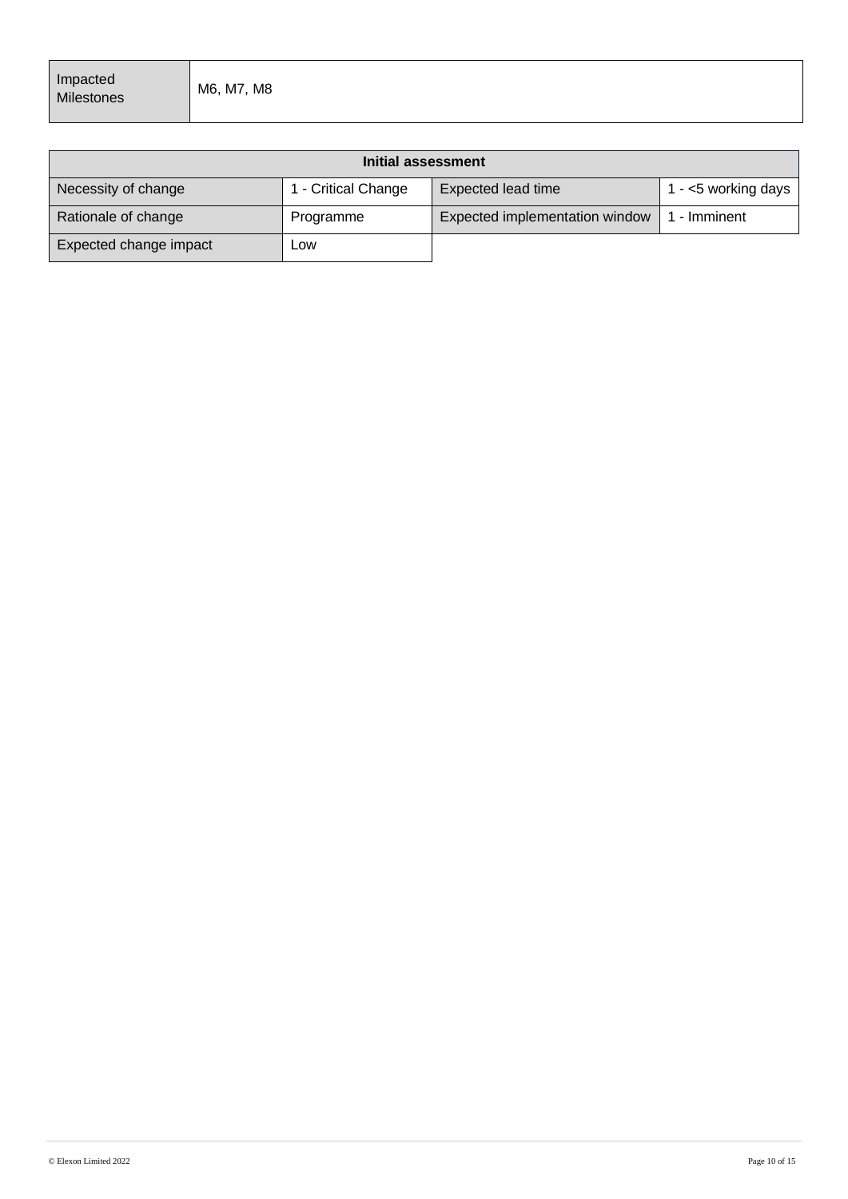| | |
|---|---|
| Impacted Milestones | M6, M7, M8 |

| Initial assessment | | | |
|---|---|---|---|
| Necessity of change | 1 - Critical Change | Expected lead time | 1 - <5 working days |
| Rationale of change | Programme | Expected implementation window | 1 - Imminent |
| Expected change impact | Low | | |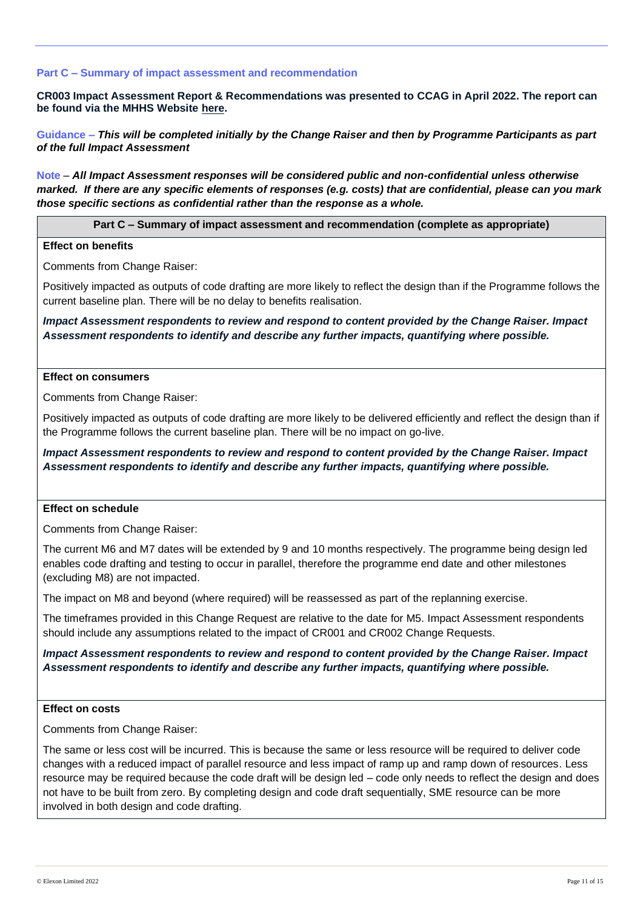## Part C – Summary of impact assessment and recommendation

**CR003 Impact Assessment Report & Recommendations was presented to CCAG in April 2022. The report can be found via the MHHS Website here.**

Guidance – ***This will be completed initially by the Change Raiser and then by Programme Participants as part of the full Impact Assessment***

Note – ***All Impact Assessment responses will be considered public and non-confidential unless otherwise marked. If there are any specific elements of responses (e.g. costs) that are confidential, please can you mark those specific sections as confidential rather than the response as a whole.***

| Part C – Summary of impact assessment and recommendation (complete as appropriate) |
|---|
| **Effect on benefits**<br><br>Comments from Change Raiser:<br><br>Positively impacted as outputs of code drafting are more likely to reflect the design than if the Programme follows the current baseline plan. There will be no delay to benefits realisation.<br><br>***Impact Assessment respondents to review and respond to content provided by the Change Raiser. Impact Assessment respondents to identify and describe any further impacts, quantifying where possible.*** |
| **Effect on consumers**<br><br>Comments from Change Raiser:<br><br>Positively impacted as outputs of code drafting are more likely to be delivered efficiently and reflect the design than if the Programme follows the current baseline plan. There will be no impact on go-live.<br><br>***Impact Assessment respondents to review and respond to content provided by the Change Raiser. Impact Assessment respondents to identify and describe any further impacts, quantifying where possible.*** |
| **Effect on schedule**<br><br>Comments from Change Raiser:<br><br>The current M6 and M7 dates will be extended by 9 and 10 months respectively. The programme being design led enables code drafting and testing to occur in parallel, therefore the programme end date and other milestones (excluding M8) are not impacted.<br><br>The impact on M8 and beyond (where required) will be reassessed as part of the replanning exercise.<br><br>The timeframes provided in this Change Request are relative to the date for M5. Impact Assessment respondents should include any assumptions related to the impact of CR001 and CR002 Change Requests.<br><br>***Impact Assessment respondents to review and respond to content provided by the Change Raiser. Impact Assessment respondents to identify and describe any further impacts, quantifying where possible.*** |
| **Effect on costs**<br><br>Comments from Change Raiser:<br><br>The same or less cost will be incurred. This is because the same or less resource will be required to deliver code changes with a reduced impact of parallel resource and less impact of ramp up and ramp down of resources. Less resource may be required because the code draft will be design led – code only needs to reflect the design and does not have to be built from zero. By completing design and code draft sequentially, SME resource can be more involved in both design and code drafting. |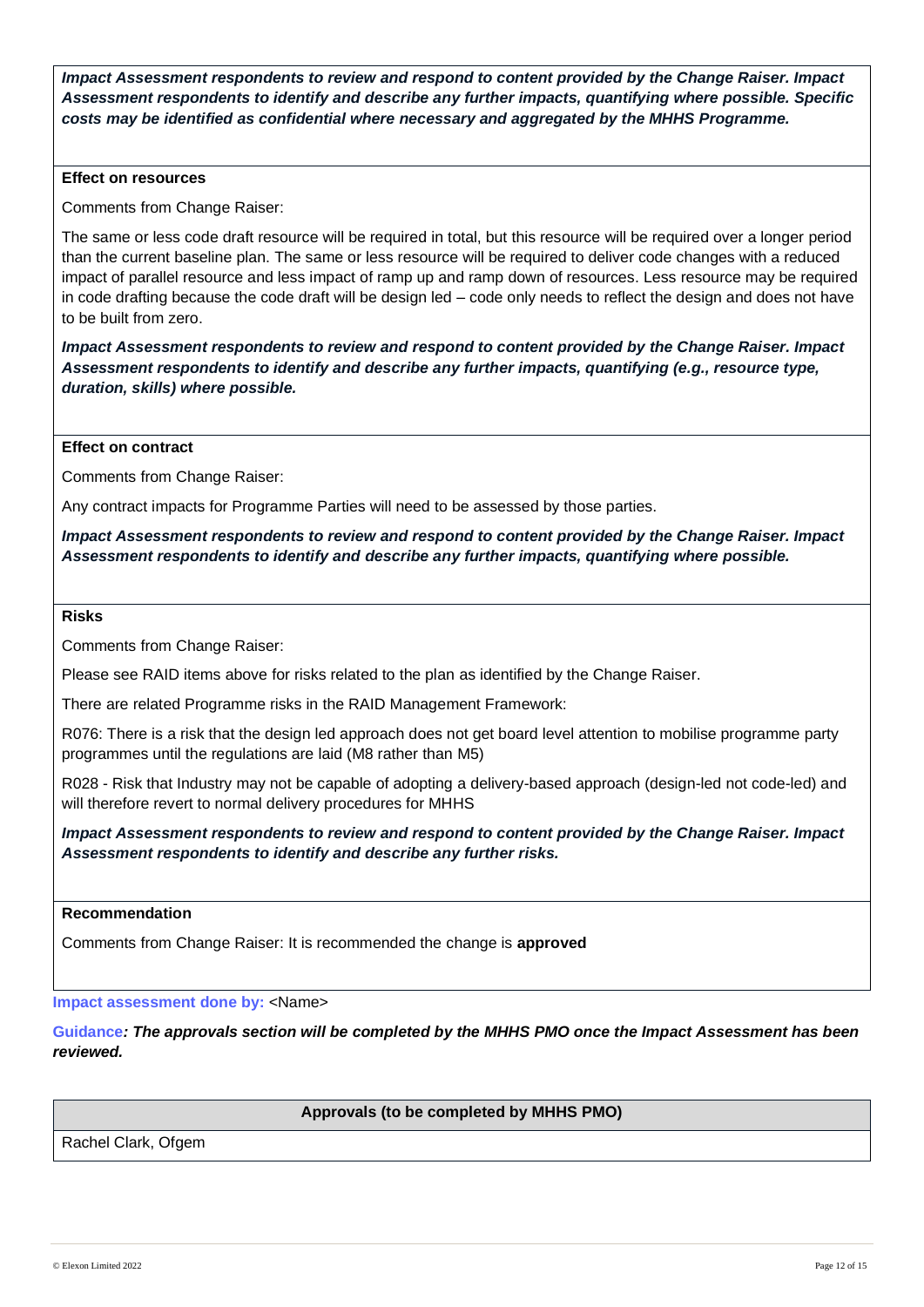***Impact Assessment respondents to review and respond to content provided by the Change Raiser. Impact Assessment respondents to identify and describe any further impacts, quantifying where possible. Specific costs may be identified as confidential where necessary and aggregated by the MHHS Programme.***

**Effect on resources**

Comments from Change Raiser:

The same or less code draft resource will be required in total, but this resource will be required over a longer period than the current baseline plan. The same or less resource will be required to deliver code changes with a reduced impact of parallel resource and less impact of ramp up and ramp down of resources. Less resource may be required in code drafting because the code draft will be design led – code only needs to reflect the design and does not have to be built from zero.

***Impact Assessment respondents to review and respond to content provided by the Change Raiser. Impact Assessment respondents to identify and describe any further impacts, quantifying (e.g., resource type, duration, skills) where possible.***

**Effect on contract**

Comments from Change Raiser:

Any contract impacts for Programme Parties will need to be assessed by those parties.

***Impact Assessment respondents to review and respond to content provided by the Change Raiser. Impact Assessment respondents to identify and describe any further impacts, quantifying where possible.***

**Risks**

Comments from Change Raiser:

Please see RAID items above for risks related to the plan as identified by the Change Raiser.

There are related Programme risks in the RAID Management Framework:

R076: There is a risk that the design led approach does not get board level attention to mobilise programme party programmes until the regulations are laid (M8 rather than M5)

R028 - Risk that Industry may not be capable of adopting a delivery-based approach (design-led not code-led) and will therefore revert to normal delivery procedures for MHHS

***Impact Assessment respondents to review and respond to content provided by the Change Raiser. Impact Assessment respondents to identify and describe any further risks.***

**Recommendation**

Comments from Change Raiser: It is recommended the change is **approved**

**Impact assessment done by:** <Name>

**Guidance*****: The approvals section will be completed by the MHHS PMO once the Impact Assessment has been reviewed.***

| Approvals (to be completed by MHHS PMO) |
|---|
| Rachel Clark, Ofgem |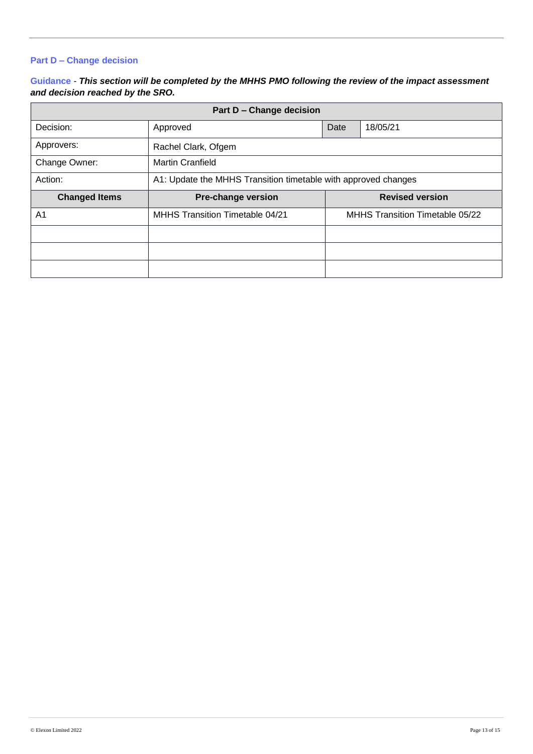### Part D – Change decision

**Guidance** - ***This section will be completed by the MHHS PMO following the review of the impact assessment and decision reached by the SRO.***

| Part D – Change decision | | | |
|---|---|---|---|
| Decision: | Approved | Date | 18/05/21 |
| Approvers: | Rachel Clark, Ofgem | | |
| Change Owner: | Martin Cranfield | | |
| Action: | A1: Update the MHHS Transition timetable with approved changes | | |
| **Changed Items** | **Pre-change version** | **Revised version** | |
| A1 | MHHS Transition Timetable 04/21 | MHHS Transition Timetable 05/22 | |
| | | | |
| | | | |
| | | | |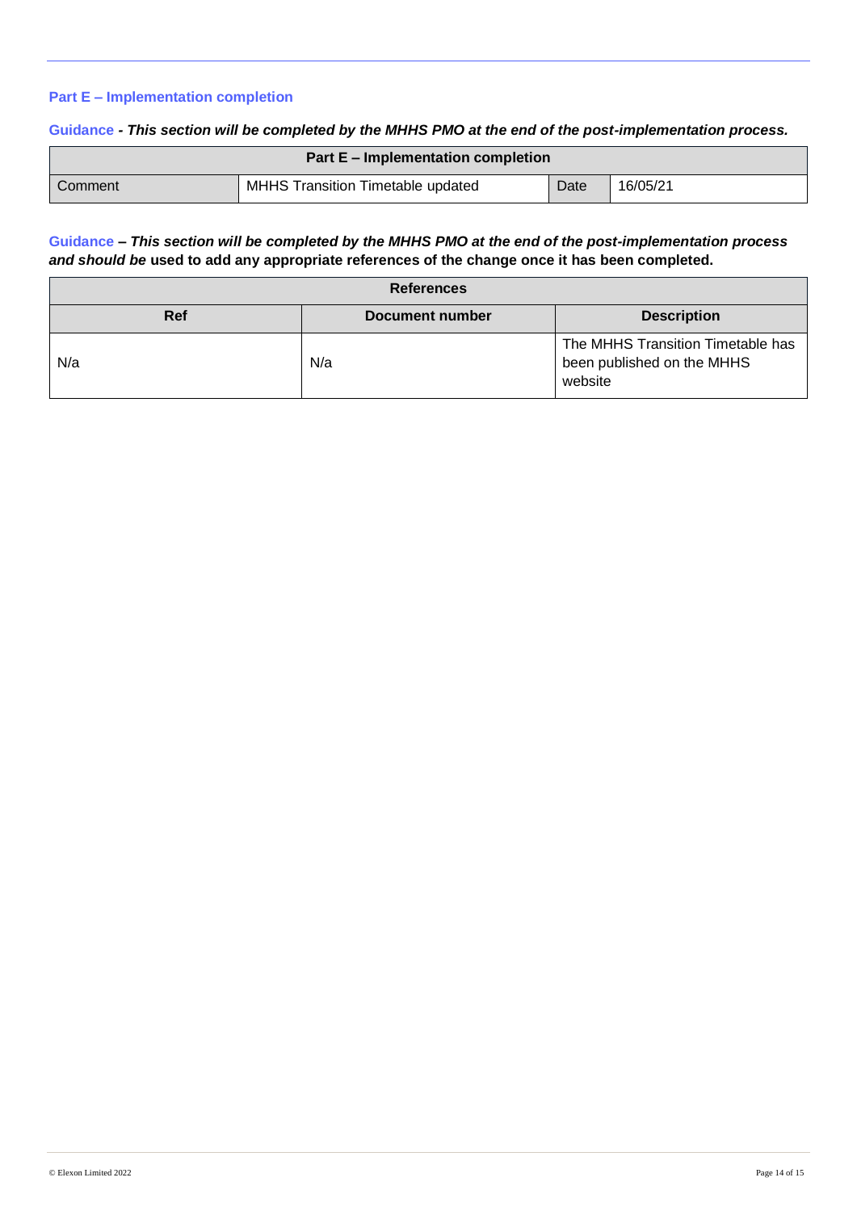### Part E – Implementation completion

**Guidance** - ***This section will be completed by the MHHS PMO at the end of the post-implementation process.***

| Part E – Implementation completion | | | |
|---|---|---|---|
| Comment | MHHS Transition Timetable updated | Date | 16/05/21 |

**Guidance** – ***This section will be completed by the MHHS PMO at the end of the post-implementation process and should be*** **used to add any appropriate references of the change once it has been completed.**

| References | | |
|---|---|---|
| **Ref** | **Document number** | **Description** |
| N/a | N/a | The MHHS Transition Timetable has been published on the MHHS website |